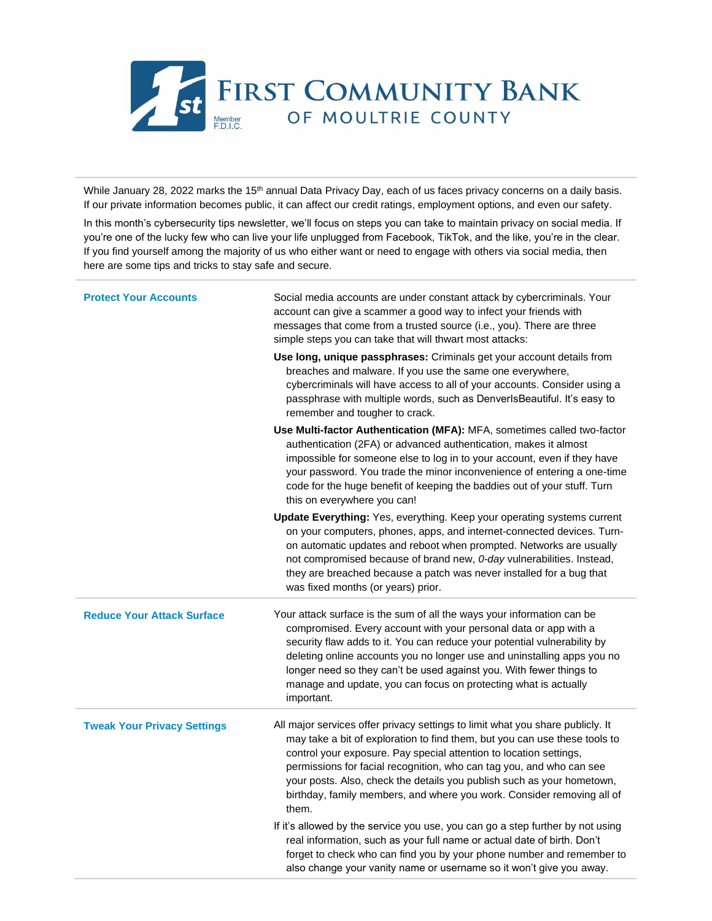# FIRST COMMUNITY BANK OF MOULTRIE COUNTY

Member F.D.I.C.

While January 28, 2022 marks the 15th annual Data Privacy Day, each of us faces privacy concerns on a daily basis. If our private information becomes public, it can affect our credit ratings, employment options, and even our safety.

In this month's cybersecurity tips newsletter, we'll focus on steps you can take to maintain privacy on social media. If you're one of the lucky few who can live your life unplugged from Facebook, TikTok, and the like, you're in the clear. If you find yourself among the majority of us who either want or need to engage with others via social media, then here are some tips and tricks to stay safe and secure.

## Protect Your Accounts

Social media accounts are under constant attack by cybercriminals. Your account can give a scammer a good way to infect your friends with messages that come from a trusted source (i.e., you). There are three simple steps you can take that will thwart most attacks:

**Use long, unique passphrases:** Criminals get your account details from breaches and malware. If you use the same one everywhere, cybercriminals will have access to all of your accounts. Consider using a passphrase with multiple words, such as DenverIsBeautiful. It's easy to remember and tougher to crack.

**Use Multi-factor Authentication (MFA):** MFA, sometimes called two-factor authentication (2FA) or advanced authentication, makes it almost impossible for someone else to log in to your account, even if they have your password. You trade the minor inconvenience of entering a one-time code for the huge benefit of keeping the baddies out of your stuff. Turn this on everywhere you can!

**Update Everything:** Yes, everything. Keep your operating systems current on your computers, phones, apps, and internet-connected devices. Turn-on automatic updates and reboot when prompted. Networks are usually not compromised because of brand new, *0-day* vulnerabilities. Instead, they are breached because a patch was never installed for a bug that was fixed months (or years) prior.

## Reduce Your Attack Surface

Your attack surface is the sum of all the ways your information can be compromised. Every account with your personal data or app with a security flaw adds to it. You can reduce your potential vulnerability by deleting online accounts you no longer use and uninstalling apps you no longer need so they can't be used against you. With fewer things to manage and update, you can focus on protecting what is actually important.

## Tweak Your Privacy Settings

All major services offer privacy settings to limit what you share publicly. It may take a bit of exploration to find them, but you can use these tools to control your exposure. Pay special attention to location settings, permissions for facial recognition, who can tag you, and who can see your posts. Also, check the details you publish such as your hometown, birthday, family members, and where you work. Consider removing all of them.

If it's allowed by the service you use, you can go a step further by not using real information, such as your full name or actual date of birth. Don't forget to check who can find you by your phone number and remember to also change your vanity name or username so it won't give you away.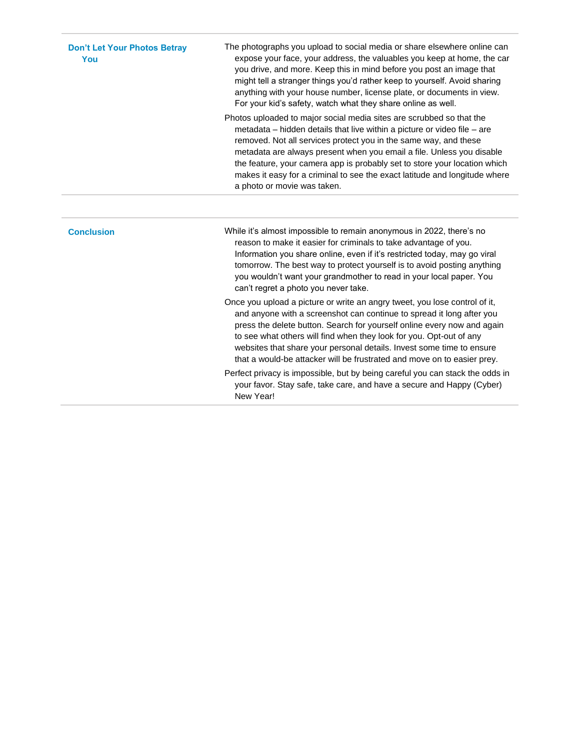## Don't Let Your Photos Betray You

The photographs you upload to social media or share elsewhere online can expose your face, your address, the valuables you keep at home, the car you drive, and more. Keep this in mind before you post an image that might tell a stranger things you'd rather keep to yourself. Avoid sharing anything with your house number, license plate, or documents in view. For your kid's safety, watch what they share online as well.

Photos uploaded to major social media sites are scrubbed so that the metadata – hidden details that live within a picture or video file – are removed. Not all services protect you in the same way, and these metadata are always present when you email a file. Unless you disable the feature, your camera app is probably set to store your location which makes it easy for a criminal to see the exact latitude and longitude where a photo or movie was taken.

## Conclusion

While it's almost impossible to remain anonymous in 2022, there's no reason to make it easier for criminals to take advantage of you. Information you share online, even if it's restricted today, may go viral tomorrow. The best way to protect yourself is to avoid posting anything you wouldn't want your grandmother to read in your local paper. You can't regret a photo you never take.

Once you upload a picture or write an angry tweet, you lose control of it, and anyone with a screenshot can continue to spread it long after you press the delete button. Search for yourself online every now and again to see what others will find when they look for you. Opt-out of any websites that share your personal details. Invest some time to ensure that a would-be attacker will be frustrated and move on to easier prey.

Perfect privacy is impossible, but by being careful you can stack the odds in your favor. Stay safe, take care, and have a secure and Happy (Cyber) New Year!